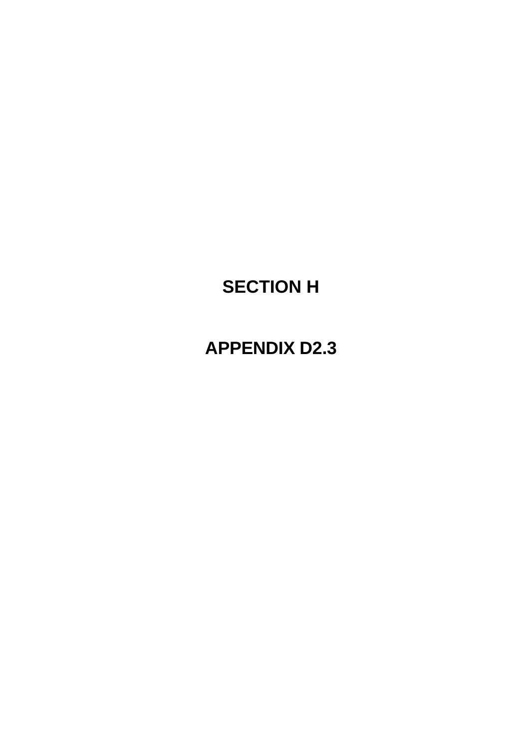# SECTION H

# APPENDIX D2.3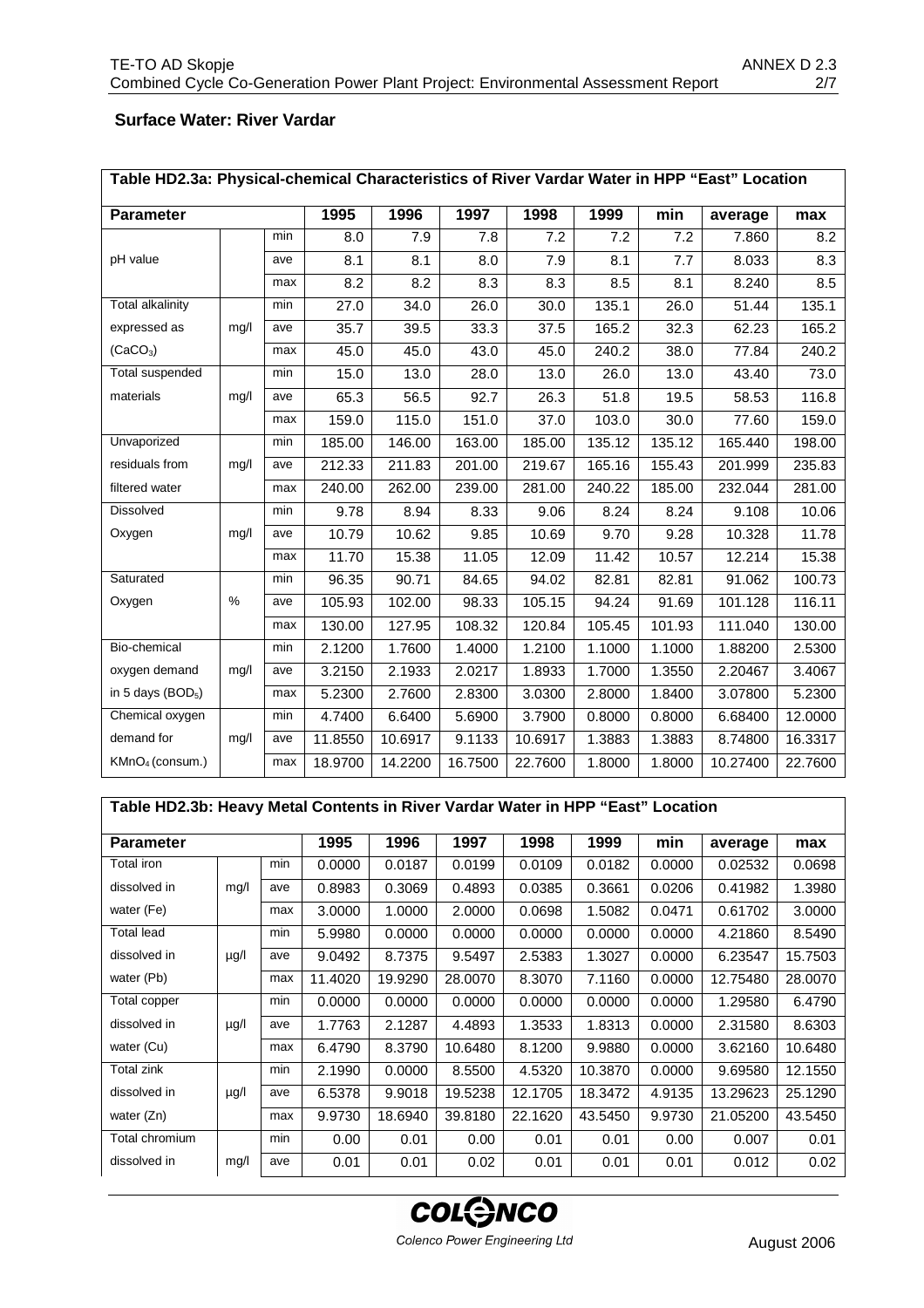## Surface Water: River Vardar

| Table HD2.3a: Physical-chemical Characteristics of River Vardar Water in HPP "East" Location | | | | | | | | | | |
|---|---|---|---|---|---|---|---|---|---|---|
| **Parameter** | | | **1995** | **1996** | **1997** | **1998** | **1999** | **min** | **average** | **max** |
| pH value | | min | 8.0 | 7.9 | 7.8 | 7.2 | 7.2 | 7.2 | 7.860 | 8.2 |
| | | ave | 8.1 | 8.1 | 8.0 | 7.9 | 8.1 | 7.7 | 8.033 | 8.3 |
| | | max | 8.2 | 8.2 | 8.3 | 8.3 | 8.5 | 8.1 | 8.240 | 8.5 |
| Total alkalinity expressed as ($CaCO_3$) | mg/l | min | 27.0 | 34.0 | 26.0 | 30.0 | 135.1 | 26.0 | 51.44 | 135.1 |
| | | ave | 35.7 | 39.5 | 33.3 | 37.5 | 165.2 | 32.3 | 62.23 | 165.2 |
| | | max | 45.0 | 45.0 | 43.0 | 45.0 | 240.2 | 38.0 | 77.84 | 240.2 |
| Total suspended materials | mg/l | min | 15.0 | 13.0 | 28.0 | 13.0 | 26.0 | 13.0 | 43.40 | 73.0 |
| | | ave | 65.3 | 56.5 | 92.7 | 26.3 | 51.8 | 19.5 | 58.53 | 116.8 |
| | | max | 159.0 | 115.0 | 151.0 | 37.0 | 103.0 | 30.0 | 77.60 | 159.0 |
| Unvaporized residuals from filtered water | mg/l | min | 185.00 | 146.00 | 163.00 | 185.00 | 135.12 | 135.12 | 165.440 | 198.00 |
| | | ave | 212.33 | 211.83 | 201.00 | 219.67 | 165.16 | 155.43 | 201.999 | 235.83 |
| | | max | 240.00 | 262.00 | 239.00 | 281.00 | 240.22 | 185.00 | 232.044 | 281.00 |
| Dissolved Oxygen | mg/l | min | 9.78 | 8.94 | 8.33 | 9.06 | 8.24 | 8.24 | 9.108 | 10.06 |
| | | ave | 10.79 | 10.62 | 9.85 | 10.69 | 9.70 | 9.28 | 10.328 | 11.78 |
| | | max | 11.70 | 15.38 | 11.05 | 12.09 | 11.42 | 10.57 | 12.214 | 15.38 |
| Saturated Oxygen | % | min | 96.35 | 90.71 | 84.65 | 94.02 | 82.81 | 82.81 | 91.062 | 100.73 |
| | | ave | 105.93 | 102.00 | 98.33 | 105.15 | 94.24 | 91.69 | 101.128 | 116.11 |
| | | max | 130.00 | 127.95 | 108.32 | 120.84 | 105.45 | 101.93 | 111.040 | 130.00 |
| Bio-chemical oxygen demand in 5 days ($BOD_5$) | mg/l | min | 2.1200 | 1.7600 | 1.4000 | 1.2100 | 1.1000 | 1.1000 | 1.88200 | 2.5300 |
| | | ave | 3.2150 | 2.1933 | 2.0217 | 1.8933 | 1.7000 | 1.3550 | 2.20467 | 3.4067 |
| | | max | 5.2300 | 2.7600 | 2.8300 | 3.0300 | 2.8000 | 1.8400 | 3.07800 | 5.2300 |
| Chemical oxygen demand for $KMnO_4$ (consum.) | mg/l | min | 4.7400 | 6.6400 | 5.6900 | 3.7900 | 0.8000 | 0.8000 | 6.68400 | 12.0000 |
| | | ave | 11.8550 | 10.6917 | 9.1133 | 10.6917 | 1.3883 | 1.3883 | 8.74800 | 16.3317 |
| | | max | 18.9700 | 14.2200 | 16.7500 | 22.7600 | 1.8000 | 1.8000 | 10.27400 | 22.7600 |

| Table HD2.3b: Heavy Metal Contents in River Vardar Water in HPP "East" Location | | | | | | | | | | |
|---|---|---|---|---|---|---|---|---|---|---|
| **Parameter** | | | **1995** | **1996** | **1997** | **1998** | **1999** | **min** | **average** | **max** |
| Total iron dissolved in water (Fe) | mg/l | min | 0.0000 | 0.0187 | 0.0199 | 0.0109 | 0.0182 | 0.0000 | 0.02532 | 0.0698 |
| | | ave | 0.8983 | 0.3069 | 0.4893 | 0.0385 | 0.3661 | 0.0206 | 0.41982 | 1.3980 |
| | | max | 3.0000 | 1.0000 | 2.0000 | 0.0698 | 1.5082 | 0.0471 | 0.61702 | 3.0000 |
| Total lead dissolved in water (Pb) | µg/l | min | 5.9980 | 0.0000 | 0.0000 | 0.0000 | 0.0000 | 0.0000 | 4.21860 | 8.5490 |
| | | ave | 9.0492 | 8.7375 | 9.5497 | 2.5383 | 1.3027 | 0.0000 | 6.23547 | 15.7503 |
| | | max | 11.4020 | 19.9290 | 28.0070 | 8.3070 | 7.1160 | 0.0000 | 12.75480 | 28.0070 |
| Total copper dissolved in water (Cu) | µg/l | min | 0.0000 | 0.0000 | 0.0000 | 0.0000 | 0.0000 | 0.0000 | 1.29580 | 6.4790 |
| | | ave | 1.7763 | 2.1287 | 4.4893 | 1.3533 | 1.8313 | 0.0000 | 2.31580 | 8.6303 |
| | | max | 6.4790 | 8.3790 | 10.6480 | 8.1200 | 9.9880 | 0.0000 | 3.62160 | 10.6480 |
| Total zink dissolved in water (Zn) | µg/l | min | 2.1990 | 0.0000 | 8.5500 | 4.5320 | 10.3870 | 0.0000 | 9.69580 | 12.1550 |
| | | ave | 6.5378 | 9.9018 | 19.5238 | 12.1705 | 18.3472 | 4.9135 | 13.29623 | 25.1290 |
| | | max | 9.9730 | 18.6940 | 39.8180 | 22.1620 | 43.5450 | 9.9730 | 21.05200 | 43.5450 |
| Total chromium dissolved in | mg/l | min | 0.00 | 0.01 | 0.00 | 0.01 | 0.01 | 0.00 | 0.007 | 0.01 |
| | | ave | 0.01 | 0.01 | 0.02 | 0.01 | 0.01 | 0.01 | 0.012 | 0.02 |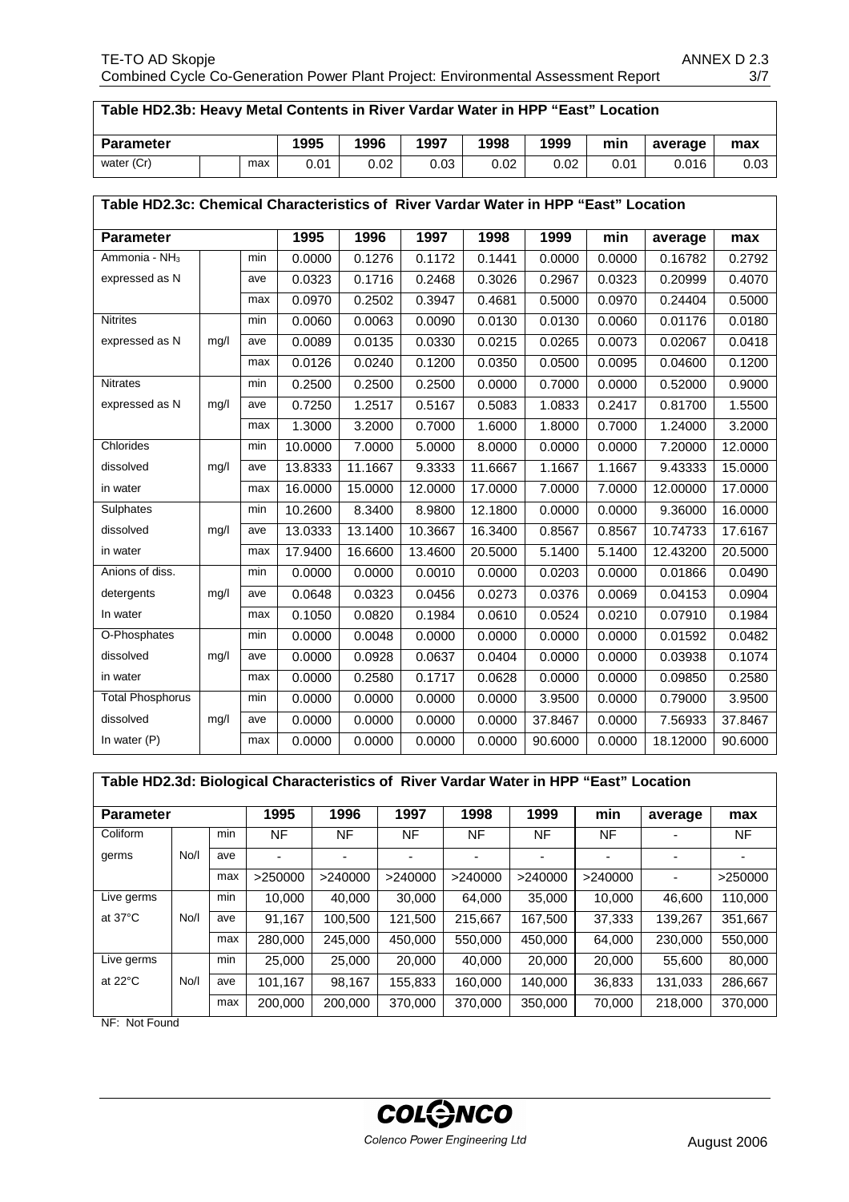**Table HD2.3b: Heavy Metal Contents in River Vardar Water in HPP "East" Location**

| Parameter | | | 1995 | 1996 | 1997 | 1998 | 1999 | min | average | max |
|---|---|---|---|---|---|---|---|---|---|---|
| water (Cr) | | max | 0.01 | 0.02 | 0.03 | 0.02 | 0.02 | 0.01 | 0.016 | 0.03 |

**Table HD2.3c: Chemical Characteristics of River Vardar Water in HPP "East" Location**

| Parameter | | | 1995 | 1996 | 1997 | 1998 | 1999 | min | average | max |
|---|---|---|---|---|---|---|---|---|---|---|
| Ammonia - $NH_3$ | | min | 0.0000 | 0.1276 | 0.1172 | 0.1441 | 0.0000 | 0.0000 | 0.16782 | 0.2792 |
| expressed as N | | ave | 0.0323 | 0.1716 | 0.2468 | 0.3026 | 0.2967 | 0.0323 | 0.20999 | 0.4070 |
| | | max | 0.0970 | 0.2502 | 0.3947 | 0.4681 | 0.5000 | 0.0970 | 0.24404 | 0.5000 |
| Nitrites | | min | 0.0060 | 0.0063 | 0.0090 | 0.0130 | 0.0130 | 0.0060 | 0.01176 | 0.0180 |
| expressed as N | mg/l | ave | 0.0089 | 0.0135 | 0.0330 | 0.0215 | 0.0265 | 0.0073 | 0.02067 | 0.0418 |
| | | max | 0.0126 | 0.0240 | 0.1200 | 0.0350 | 0.0500 | 0.0095 | 0.04600 | 0.1200 |
| Nitrates | | min | 0.2500 | 0.2500 | 0.2500 | 0.0000 | 0.7000 | 0.0000 | 0.52000 | 0.9000 |
| expressed as N | mg/l | ave | 0.7250 | 1.2517 | 0.5167 | 0.5083 | 1.0833 | 0.2417 | 0.81700 | 1.5500 |
| | | max | 1.3000 | 3.2000 | 0.7000 | 1.6000 | 1.8000 | 0.7000 | 1.24000 | 3.2000 |
| Chlorides | | min | 10.0000 | 7.0000 | 5.0000 | 8.0000 | 0.0000 | 0.0000 | 7.20000 | 12.0000 |
| dissolved | mg/l | ave | 13.8333 | 11.1667 | 9.3333 | 11.6667 | 1.1667 | 1.1667 | 9.43333 | 15.0000 |
| in water | | max | 16.0000 | 15.0000 | 12.0000 | 17.0000 | 7.0000 | 7.0000 | 12.00000 | 17.0000 |
| Sulphates | | min | 10.2600 | 8.3400 | 8.9800 | 12.1800 | 0.0000 | 0.0000 | 9.36000 | 16.0000 |
| dissolved | mg/l | ave | 13.0333 | 13.1400 | 10.3667 | 16.3400 | 0.8567 | 0.8567 | 10.74733 | 17.6167 |
| in water | | max | 17.9400 | 16.6600 | 13.4600 | 20.5000 | 5.1400 | 5.1400 | 12.43200 | 20.5000 |
| Anions of diss. | | min | 0.0000 | 0.0000 | 0.0010 | 0.0000 | 0.0203 | 0.0000 | 0.01866 | 0.0490 |
| detergents | mg/l | ave | 0.0648 | 0.0323 | 0.0456 | 0.0273 | 0.0376 | 0.0069 | 0.04153 | 0.0904 |
| In water | | max | 0.1050 | 0.0820 | 0.1984 | 0.0610 | 0.0524 | 0.0210 | 0.07910 | 0.1984 |
| O-Phosphates | | min | 0.0000 | 0.0048 | 0.0000 | 0.0000 | 0.0000 | 0.0000 | 0.01592 | 0.0482 |
| dissolved | mg/l | ave | 0.0000 | 0.0928 | 0.0637 | 0.0404 | 0.0000 | 0.0000 | 0.03938 | 0.1074 |
| in water | | max | 0.0000 | 0.2580 | 0.1717 | 0.0628 | 0.0000 | 0.0000 | 0.09850 | 0.2580 |
| Total Phosphorus | | min | 0.0000 | 0.0000 | 0.0000 | 0.0000 | 3.9500 | 0.0000 | 0.79000 | 3.9500 |
| dissolved | mg/l | ave | 0.0000 | 0.0000 | 0.0000 | 0.0000 | 37.8467 | 0.0000 | 7.56933 | 37.8467 |
| In water (P) | | max | 0.0000 | 0.0000 | 0.0000 | 0.0000 | 90.6000 | 0.0000 | 18.12000 | 90.6000 |

**Table HD2.3d: Biological Characteristics of River Vardar Water in HPP "East" Location**

| Parameter | | | 1995 | 1996 | 1997 | 1998 | 1999 | min | average | max |
|---|---|---|---|---|---|---|---|---|---|---|
| Coliform | | min | NF | NF | NF | NF | NF | NF | - | NF |
| germs | No/l | ave | - | - | - | - | - | - | - | - |
| | | max | >250000 | >240000 | >240000 | >240000 | >240000 | >240000 | - | >250000 |
| Live germs | | min | 10,000 | 40,000 | 30,000 | 64,000 | 35,000 | 10,000 | 46,600 | 110,000 |
| at 37°C | No/l | ave | 91,167 | 100,500 | 121,500 | 215,667 | 167,500 | 37,333 | 139,267 | 351,667 |
| | | max | 280,000 | 245,000 | 450,000 | 550,000 | 450,000 | 64,000 | 230,000 | 550,000 |
| Live germs | | min | 25,000 | 25,000 | 20,000 | 40,000 | 20,000 | 20,000 | 55,600 | 80,000 |
| at 22°C | No/l | ave | 101,167 | 98,167 | 155,833 | 160,000 | 140,000 | 36,833 | 131,033 | 286,667 |
| | | max | 200,000 | 200,000 | 370,000 | 370,000 | 350,000 | 70,000 | 218,000 | 370,000 |

NF: Not Found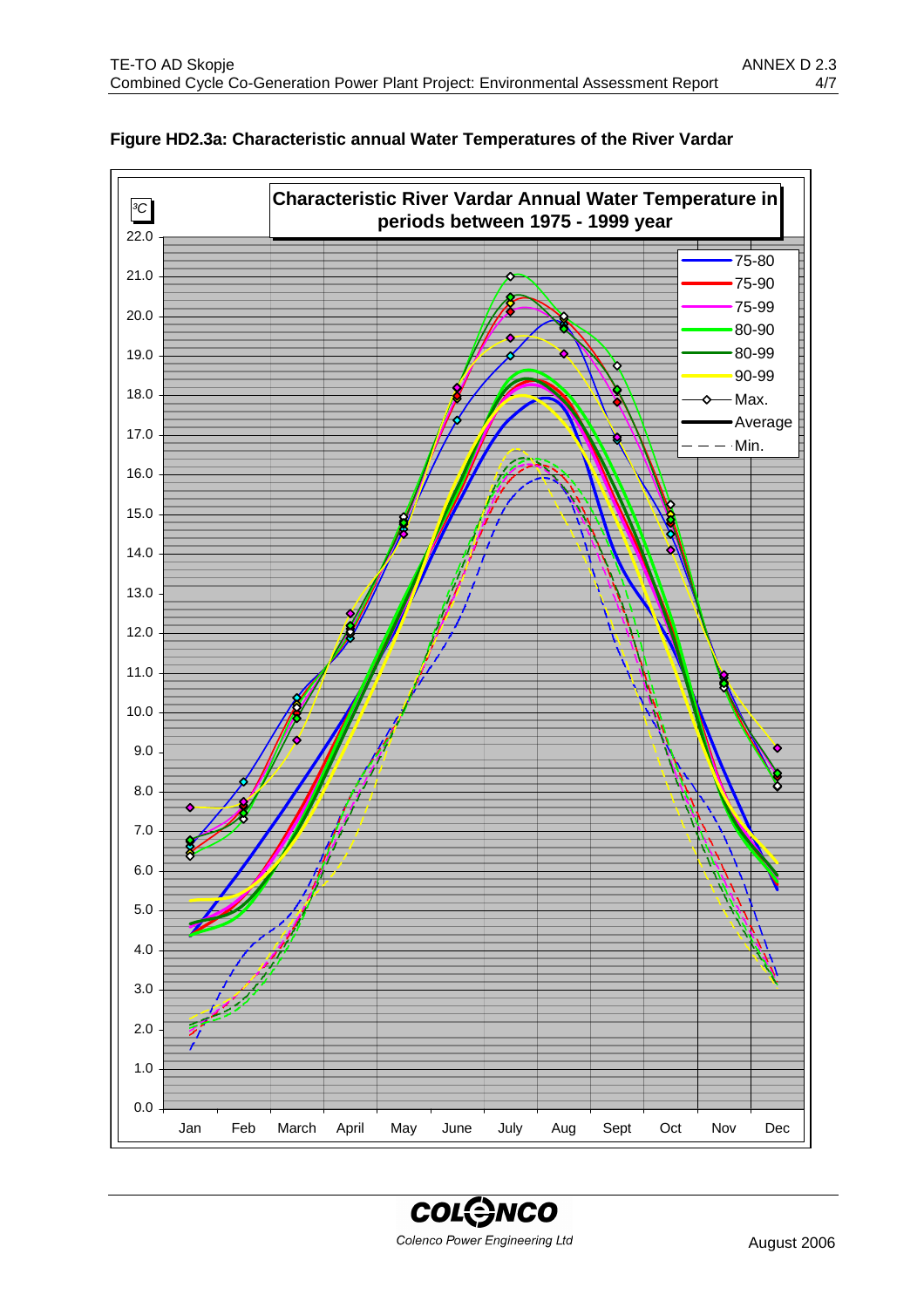**Figure HD2.3a: Characteristic annual Water Temperatures of the River Vardar**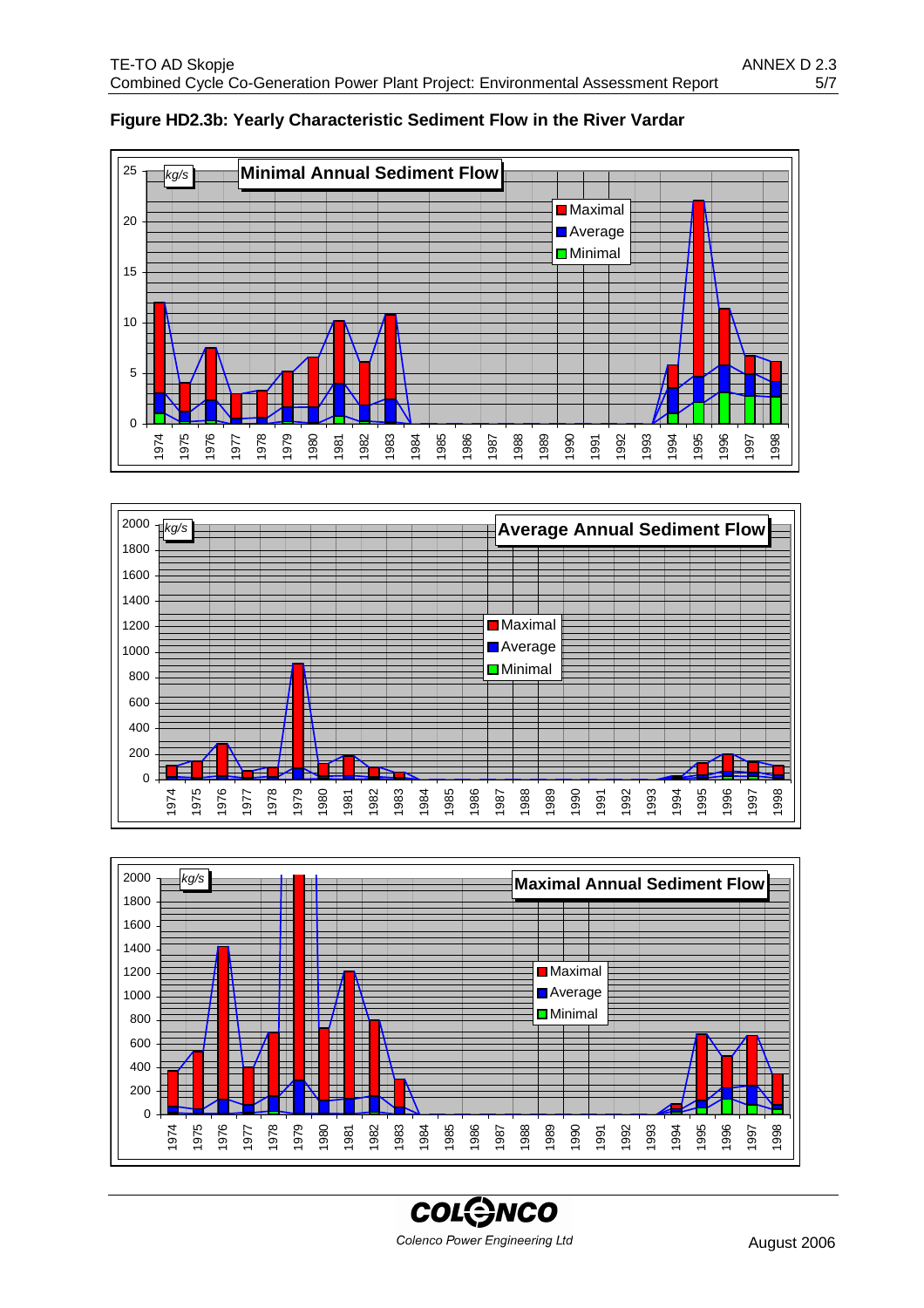**Figure HD2.3b: Yearly Characteristic Sediment Flow in the River Vardar**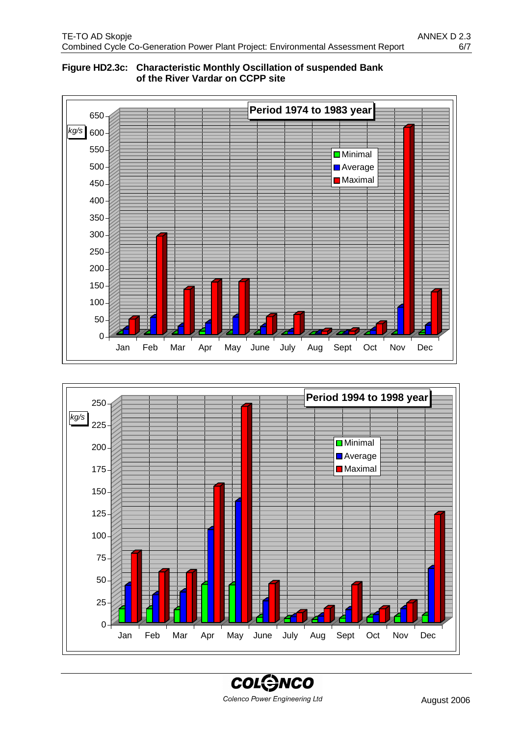**Figure HD2.3c: Characteristic Monthly Oscillation of suspended Bank of the River Vardar on CCPP site**

**Period 1974 to 1983 year**

kg/s

Legend: Minimal, Average, Maximal

Months: Jan, Feb, Mar, Apr, May, June, July, Aug, Sept, Oct, Nov, Dec

**Period 1994 to 1998 year**

kg/s

Legend: Minimal, Average, Maximal

Months: Jan, Feb, Mar, Apr, May, June, July, Aug, Sept, Oct, Nov, Dec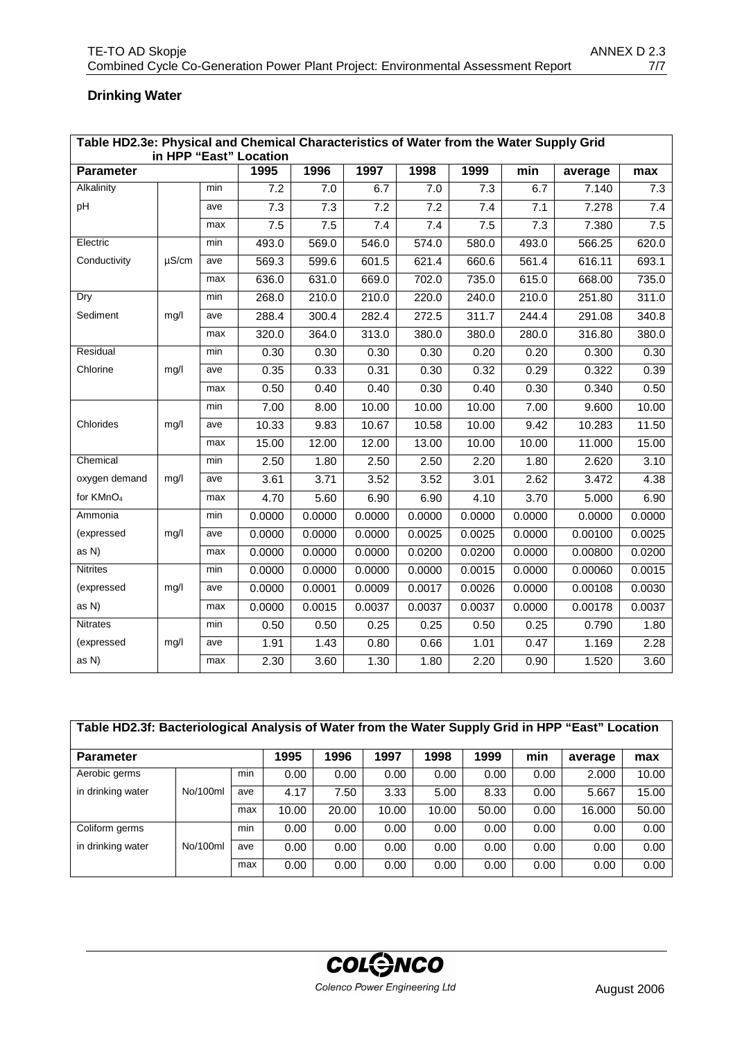## Drinking Water

| Table HD2.3e: Physical and Chemical Characteristics of Water from the Water Supply Grid in HPP "East" Location | | | | | | | | | | |
|---|---|---|---|---|---|---|---|---|---|---|
| **Parameter** | | | **1995** | **1996** | **1997** | **1998** | **1999** | **min** | **average** | **max** |
| Alkalinity pH | | min | 7.2 | 7.0 | 6.7 | 7.0 | 7.3 | 6.7 | 7.140 | 7.3 |
| | | ave | 7.3 | 7.3 | 7.2 | 7.2 | 7.4 | 7.1 | 7.278 | 7.4 |
| | | max | 7.5 | 7.5 | 7.4 | 7.4 | 7.5 | 7.3 | 7.380 | 7.5 |
| Electric Conductivity | µS/cm | min | 493.0 | 569.0 | 546.0 | 574.0 | 580.0 | 493.0 | 566.25 | 620.0 |
| | | ave | 569.3 | 599.6 | 601.5 | 621.4 | 660.6 | 561.4 | 616.11 | 693.1 |
| | | max | 636.0 | 631.0 | 669.0 | 702.0 | 735.0 | 615.0 | 668.00 | 735.0 |
| Dry Sediment | mg/l | min | 268.0 | 210.0 | 210.0 | 220.0 | 240.0 | 210.0 | 251.80 | 311.0 |
| | | ave | 288.4 | 300.4 | 282.4 | 272.5 | 311.7 | 244.4 | 291.08 | 340.8 |
| | | max | 320.0 | 364.0 | 313.0 | 380.0 | 380.0 | 280.0 | 316.80 | 380.0 |
| Residual Chlorine | mg/l | min | 0.30 | 0.30 | 0.30 | 0.30 | 0.20 | 0.20 | 0.300 | 0.30 |
| | | ave | 0.35 | 0.33 | 0.31 | 0.30 | 0.32 | 0.29 | 0.322 | 0.39 |
| | | max | 0.50 | 0.40 | 0.40 | 0.30 | 0.40 | 0.30 | 0.340 | 0.50 |
| Chlorides | mg/l | min | 7.00 | 8.00 | 10.00 | 10.00 | 10.00 | 7.00 | 9.600 | 10.00 |
| | | ave | 10.33 | 9.83 | 10.67 | 10.58 | 10.00 | 9.42 | 10.283 | 11.50 |
| | | max | 15.00 | 12.00 | 12.00 | 13.00 | 10.00 | 10.00 | 11.000 | 15.00 |
| Chemical oxygen demand for $KMnO_4$ | mg/l | min | 2.50 | 1.80 | 2.50 | 2.50 | 2.20 | 1.80 | 2.620 | 3.10 |
| | | ave | 3.61 | 3.71 | 3.52 | 3.52 | 3.01 | 2.62 | 3.472 | 4.38 |
| | | max | 4.70 | 5.60 | 6.90 | 6.90 | 4.10 | 3.70 | 5.000 | 6.90 |
| Ammonia (expressed as N) | mg/l | min | 0.0000 | 0.0000 | 0.0000 | 0.0000 | 0.0000 | 0.0000 | 0.0000 | 0.0000 |
| | | ave | 0.0000 | 0.0000 | 0.0000 | 0.0025 | 0.0025 | 0.0000 | 0.00100 | 0.0025 |
| | | max | 0.0000 | 0.0000 | 0.0000 | 0.0200 | 0.0200 | 0.0000 | 0.00800 | 0.0200 |
| Nitrites (expressed as N) | mg/l | min | 0.0000 | 0.0000 | 0.0000 | 0.0000 | 0.0015 | 0.0000 | 0.00060 | 0.0015 |
| | | ave | 0.0000 | 0.0001 | 0.0009 | 0.0017 | 0.0026 | 0.0000 | 0.00108 | 0.0030 |
| | | max | 0.0000 | 0.0015 | 0.0037 | 0.0037 | 0.0037 | 0.0000 | 0.00178 | 0.0037 |
| Nitrates (expressed as N) | mg/l | min | 0.50 | 0.50 | 0.25 | 0.25 | 0.50 | 0.25 | 0.790 | 1.80 |
| | | ave | 1.91 | 1.43 | 0.80 | 0.66 | 1.01 | 0.47 | 1.169 | 2.28 |
| | | max | 2.30 | 3.60 | 1.30 | 1.80 | 2.20 | 0.90 | 1.520 | 3.60 |

| Table HD2.3f: Bacteriological Analysis of Water from the Water Supply Grid in HPP "East" Location | | | | | | | | | | |
|---|---|---|---|---|---|---|---|---|---|---|
| **Parameter** | | | **1995** | **1996** | **1997** | **1998** | **1999** | **min** | **average** | **max** |
| Aerobic germs in drinking water | No/100ml | min | 0.00 | 0.00 | 0.00 | 0.00 | 0.00 | 0.00 | 2.000 | 10.00 |
| | | ave | 4.17 | 7.50 | 3.33 | 5.00 | 8.33 | 0.00 | 5.667 | 15.00 |
| | | max | 10.00 | 20.00 | 10.00 | 10.00 | 50.00 | 0.00 | 16.000 | 50.00 |
| Coliform germs in drinking water | No/100ml | min | 0.00 | 0.00 | 0.00 | 0.00 | 0.00 | 0.00 | 0.00 | 0.00 |
| | | ave | 0.00 | 0.00 | 0.00 | 0.00 | 0.00 | 0.00 | 0.00 | 0.00 |
| | | max | 0.00 | 0.00 | 0.00 | 0.00 | 0.00 | 0.00 | 0.00 | 0.00 |